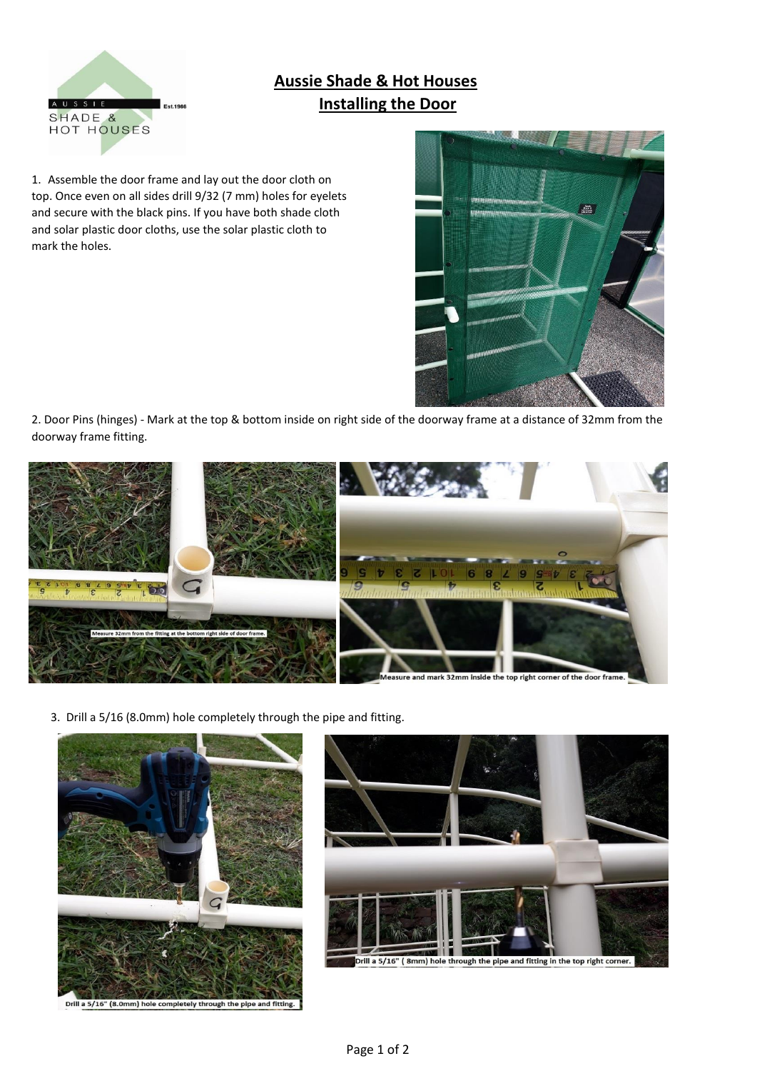# Aussie Shade & Hot Houses

## Installing the Door

1. Assemble the door frame and lay out the door cloth on top. Once even on all sides drill 9/32 (7 mm) holes for eyelets and secure with the black pins. If you have both shade cloth and solar plastic door cloths, use the solar plastic cloth to mark the holes.

2. Door Pins (hinges) - Mark at the top & bottom inside on right side of the doorway frame at a distance of 32mm from the doorway frame fitting.

Measure 32mm from the fitting at the bottom right side of door frame.

Measure and mark 32mm inside the top right corner of the door frame.

3. Drill a 5/16 (8.0mm) hole completely through the pipe and fitting.

Drill a 5/16" (8.0mm) hole completely through the pipe and fitting.

Drill a 5/16" ( 8mm) hole through the pipe and fitting in the top right corner.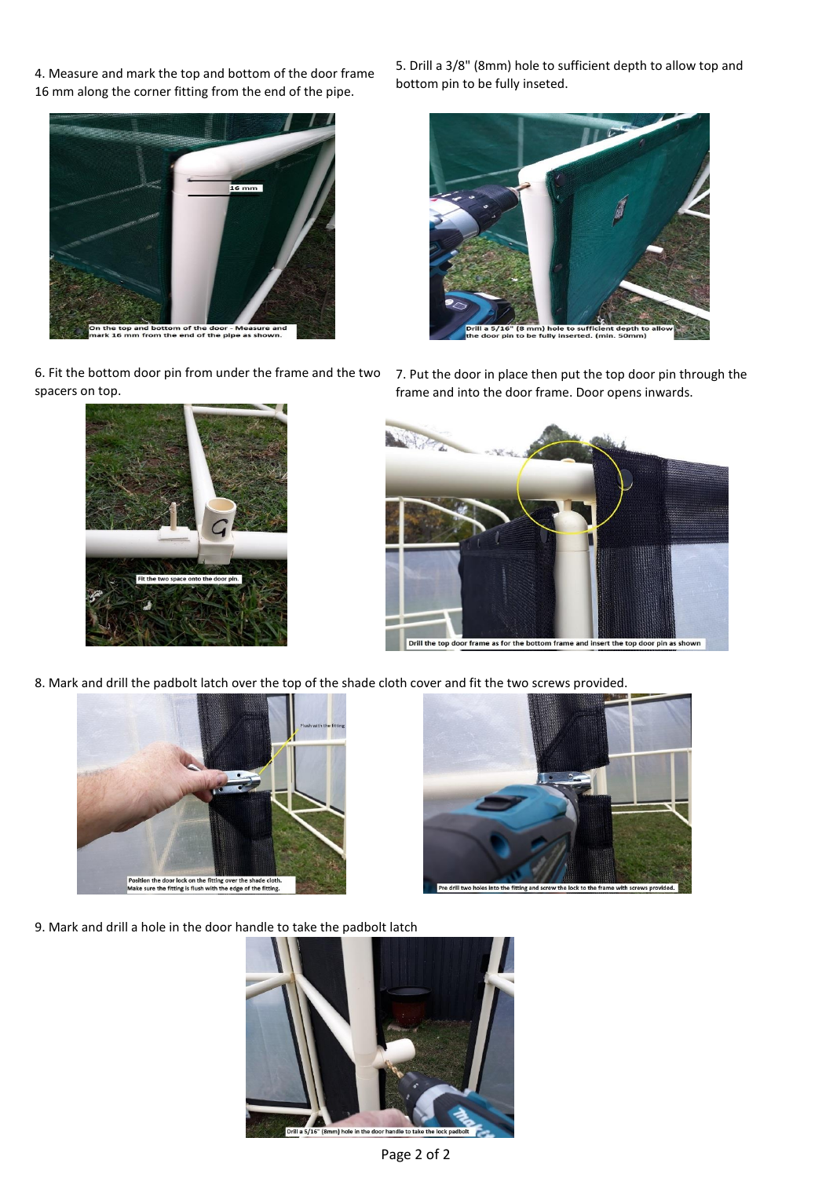4. Measure and mark the top and bottom of the door frame 16 mm along the corner fitting from the end of the pipe.

16 mm

On the top and bottom of the door - Measure and mark 16 mm from the end of the pipe as shown.

5. Drill a 3/8" (8mm) hole to sufficient depth to allow top and bottom pin to be fully inseted.

Drill a 5/16" (8 mm) hole to sufficient depth to allow the door pin to be fully inserted. (min. 50mm)

6. Fit the bottom door pin from under the frame and the two spacers on top.

Fit the two space onto the door pin.

7. Put the door in place then put the top door pin through the frame and into the door frame. Door opens inwards.

Drill the top door frame as for the bottom frame and insert the top door pin as shown

8. Mark and drill the padbolt latch over the top of the shade cloth cover and fit the two screws provided.

Flush with the fitting

Position the door lock on the fitting over the shade cloth. Make sure the fitting is flush with the edge of the fitting.

Pre drill two holes into the fitting and screw the lock to the frame with screws provided.

9. Mark and drill a hole in the door handle to take the padbolt latch

Drill a 5/16" (8mm) hole in the door handle to take the lock padbolt